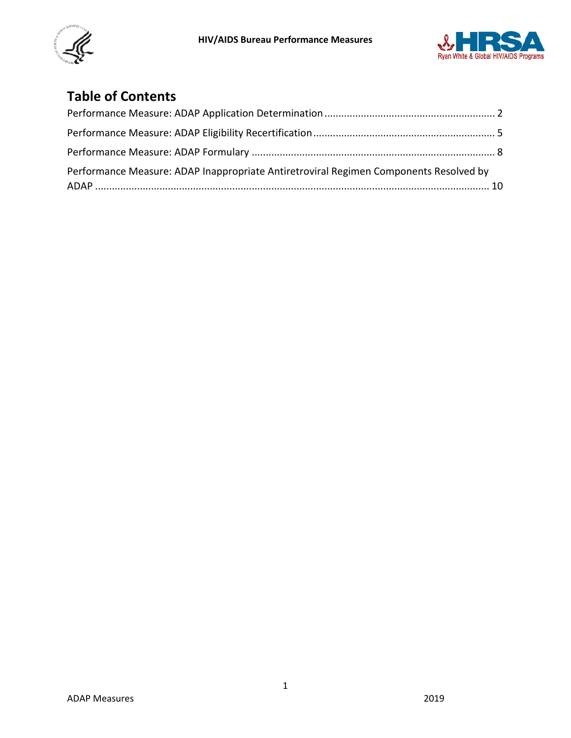# Table of Contents

Performance Measure: ADAP Application Determination ............ 2

Performance Measure: ADAP Eligibility Recertification ............ 5

Performance Measure: ADAP Formulary ............ 8

Performance Measure: ADAP Inappropriate Antiretroviral Regimen Components Resolved by ADAP ............ 10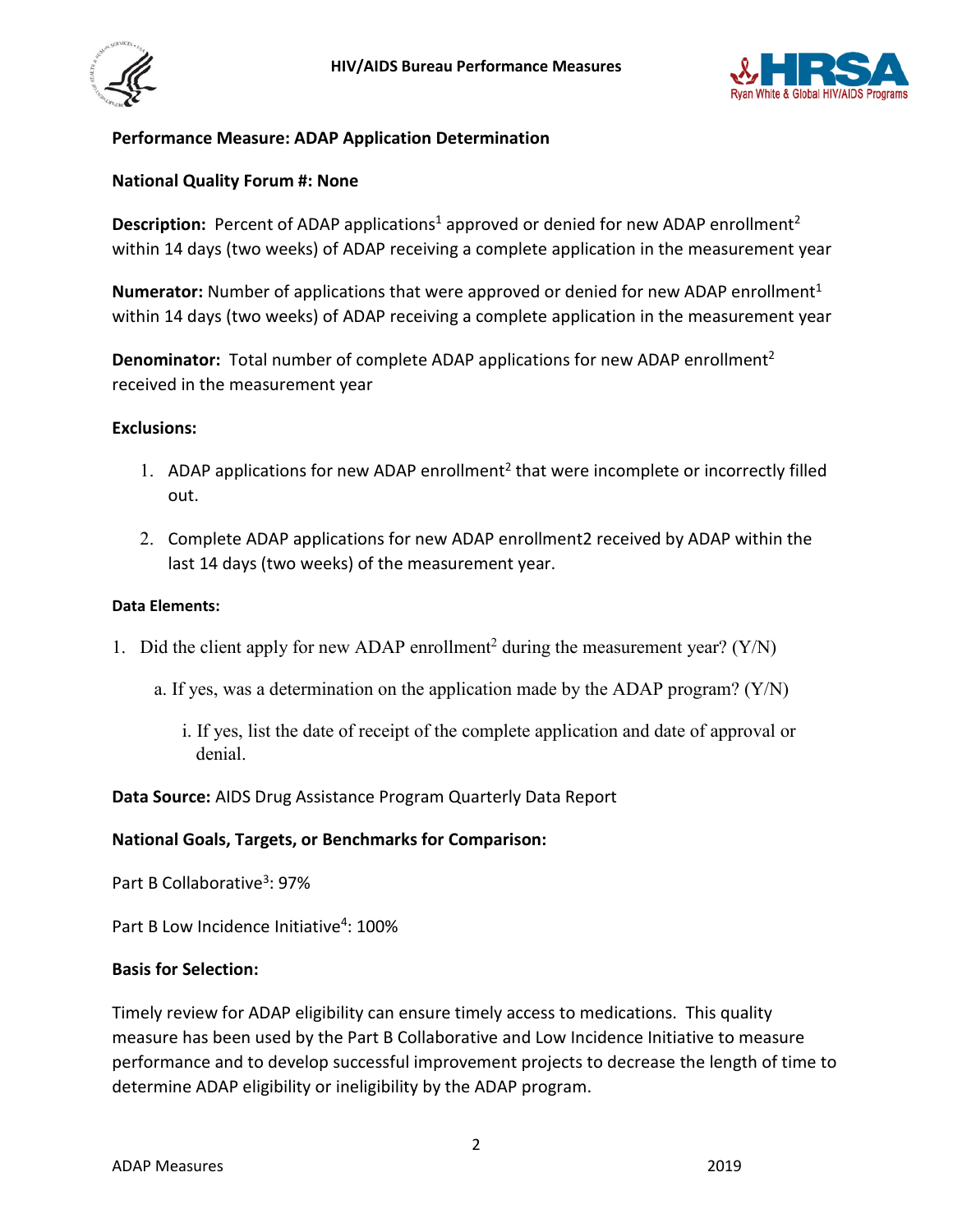**Performance Measure: ADAP Application Determination**

**National Quality Forum #: None**

**Description:** Percent of ADAP applications[1] approved or denied for new ADAP enrollment[2] within 14 days (two weeks) of ADAP receiving a complete application in the measurement year

**Numerator:** Number of applications that were approved or denied for new ADAP enrollment[1] within 14 days (two weeks) of ADAP receiving a complete application in the measurement year

**Denominator:** Total number of complete ADAP applications for new ADAP enrollment[2] received in the measurement year

**Exclusions:**

1. ADAP applications for new ADAP enrollment[2] that were incomplete or incorrectly filled out.
2. Complete ADAP applications for new ADAP enrollment2 received by ADAP within the last 14 days (two weeks) of the measurement year.

**Data Elements:**

1. Did the client apply for new ADAP enrollment[2] during the measurement year? (Y/N)
   a. If yes, was a determination on the application made by the ADAP program? (Y/N)
      i. If yes, list the date of receipt of the complete application and date of approval or denial.

**Data Source:** AIDS Drug Assistance Program Quarterly Data Report

**National Goals, Targets, or Benchmarks for Comparison:**

Part B Collaborative[3]: 97%

Part B Low Incidence Initiative[4]: 100%

**Basis for Selection:**

Timely review for ADAP eligibility can ensure timely access to medications. This quality measure has been used by the Part B Collaborative and Low Incidence Initiative to measure performance and to develop successful improvement projects to decrease the length of time to determine ADAP eligibility or ineligibility by the ADAP program.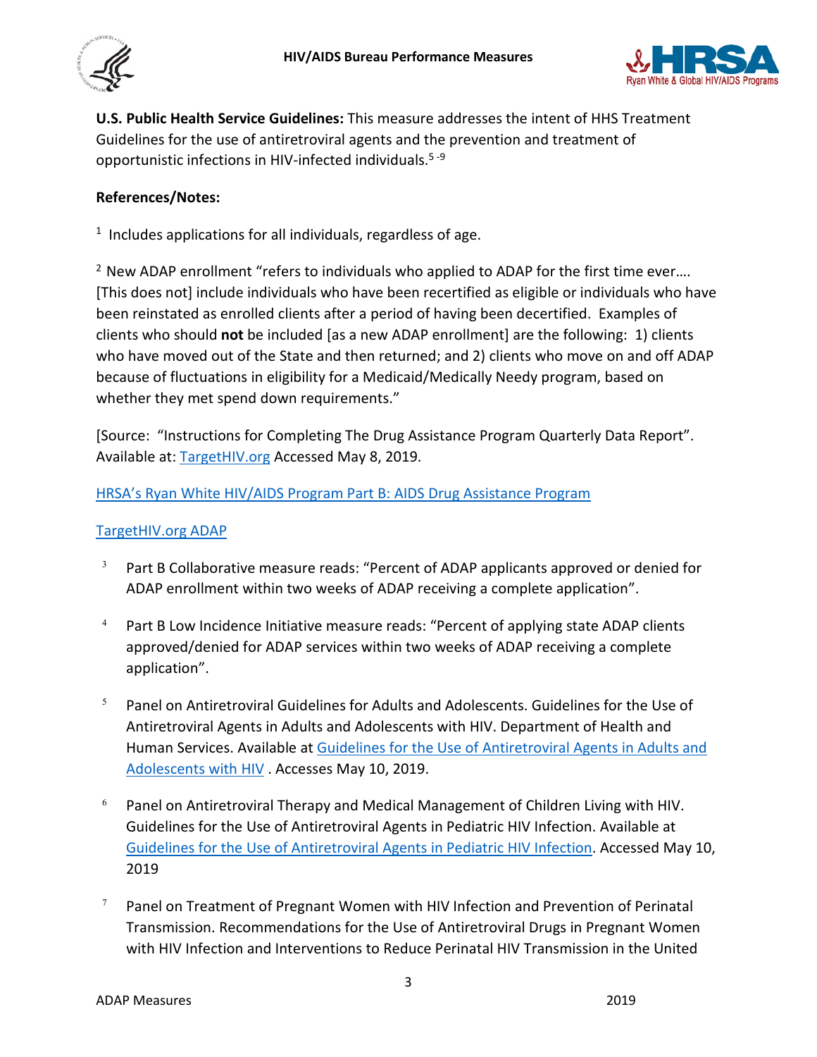**U.S. Public Health Service Guidelines:** This measure addresses the intent of HHS Treatment Guidelines for the use of antiretroviral agents and the prevention and treatment of opportunistic infections in HIV-infected individuals.[5-9]

**References/Notes:**

[1] Includes applications for all individuals, regardless of age.

[2] New ADAP enrollment "refers to individuals who applied to ADAP for the first time ever…. [This does not] include individuals who have been recertified as eligible or individuals who have been reinstated as enrolled clients after a period of having been decertified. Examples of clients who should **not** be included [as a new ADAP enrollment] are the following: 1) clients who have moved out of the State and then returned; and 2) clients who move on and off ADAP because of fluctuations in eligibility for a Medicaid/Medically Needy program, based on whether they met spend down requirements."

[Source: "Instructions for Completing The Drug Assistance Program Quarterly Data Report". Available at: TargetHIV.org Accessed May 8, 2019.

HRSA's Ryan White HIV/AIDS Program Part B: AIDS Drug Assistance Program

TargetHIV.org ADAP

[3] Part B Collaborative measure reads: "Percent of ADAP applicants approved or denied for ADAP enrollment within two weeks of ADAP receiving a complete application".

[4] Part B Low Incidence Initiative measure reads: "Percent of applying state ADAP clients approved/denied for ADAP services within two weeks of ADAP receiving a complete application".

[5] Panel on Antiretroviral Guidelines for Adults and Adolescents. Guidelines for the Use of Antiretroviral Agents in Adults and Adolescents with HIV. Department of Health and Human Services. Available at Guidelines for the Use of Antiretroviral Agents in Adults and Adolescents with HIV . Accesses May 10, 2019.

[6] Panel on Antiretroviral Therapy and Medical Management of Children Living with HIV. Guidelines for the Use of Antiretroviral Agents in Pediatric HIV Infection. Available at Guidelines for the Use of Antiretroviral Agents in Pediatric HIV Infection. Accessed May 10, 2019

[7] Panel on Treatment of Pregnant Women with HIV Infection and Prevention of Perinatal Transmission. Recommendations for the Use of Antiretroviral Drugs in Pregnant Women with HIV Infection and Interventions to Reduce Perinatal HIV Transmission in the United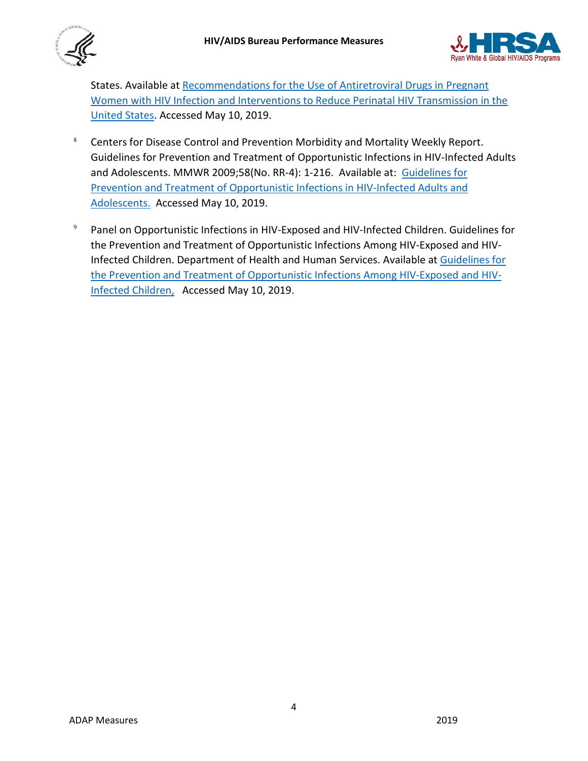States. Available at [Recommendations for the Use of Antiretroviral Drugs in Pregnant Women with HIV Infection and Interventions to Reduce Perinatal HIV Transmission in the United States]. Accessed May 10, 2019.

[8] Centers for Disease Control and Prevention Morbidity and Mortality Weekly Report. Guidelines for Prevention and Treatment of Opportunistic Infections in HIV-Infected Adults and Adolescents. MMWR 2009;58(No. RR-4): 1-216. Available at: [Guidelines for Prevention and Treatment of Opportunistic Infections in HIV-Infected Adults and Adolescents.] Accessed May 10, 2019.

[9] Panel on Opportunistic Infections in HIV-Exposed and HIV-Infected Children. Guidelines for the Prevention and Treatment of Opportunistic Infections Among HIV-Exposed and HIV-Infected Children. Department of Health and Human Services. Available at [Guidelines for the Prevention and Treatment of Opportunistic Infections Among HIV-Exposed and HIV-Infected Children,] Accessed May 10, 2019.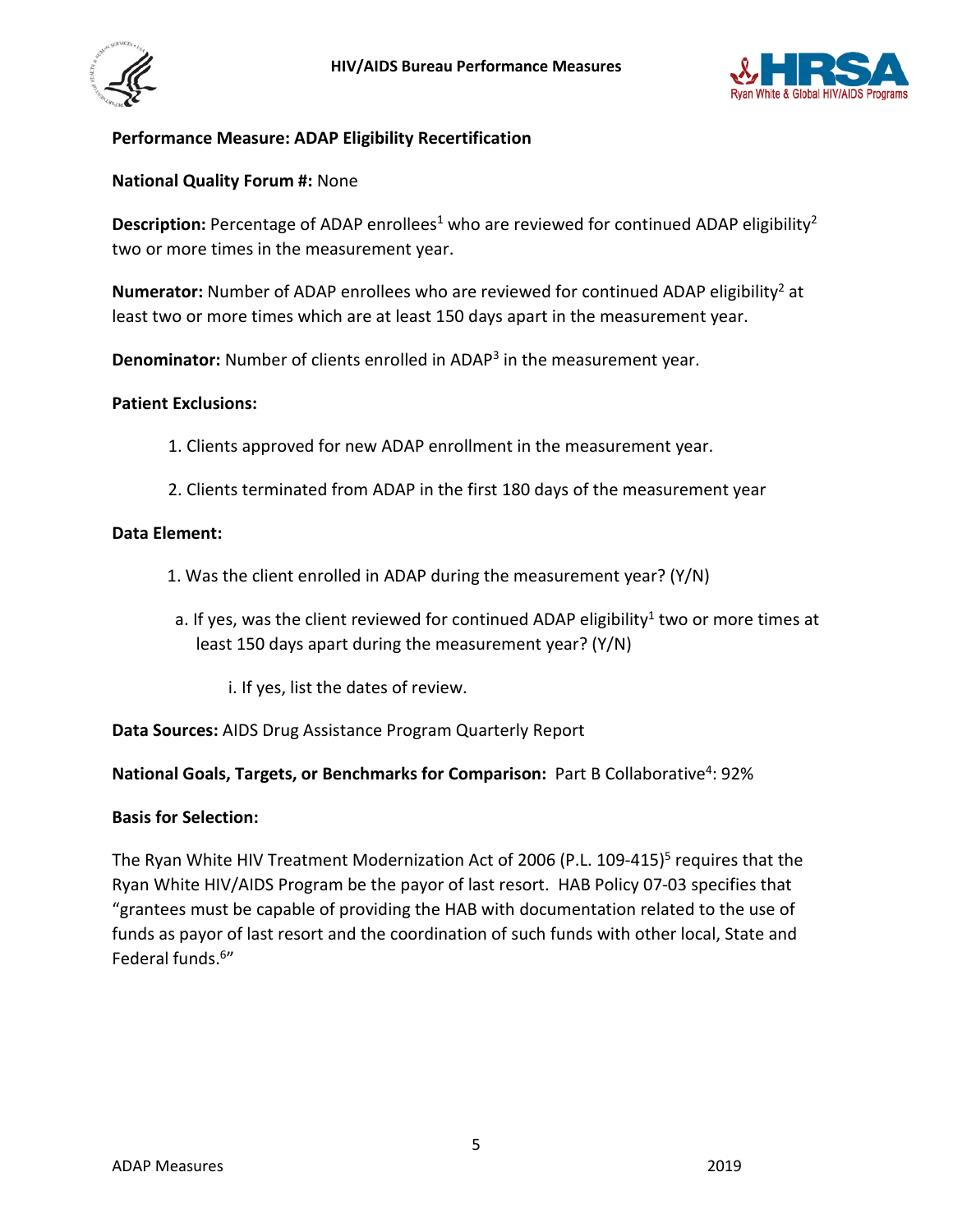**Performance Measure: ADAP Eligibility Recertification**

**National Quality Forum #:** None

**Description:** Percentage of ADAP enrollees[1] who are reviewed for continued ADAP eligibility[2] two or more times in the measurement year.

**Numerator:** Number of ADAP enrollees who are reviewed for continued ADAP eligibility[2] at least two or more times which are at least 150 days apart in the measurement year.

**Denominator:** Number of clients enrolled in ADAP[3] in the measurement year.

**Patient Exclusions:**

1. Clients approved for new ADAP enrollment in the measurement year.
2. Clients terminated from ADAP in the first 180 days of the measurement year

**Data Element:**

1. Was the client enrolled in ADAP during the measurement year? (Y/N)
   a. If yes, was the client reviewed for continued ADAP eligibility[1] two or more times at least 150 days apart during the measurement year? (Y/N)
      i. If yes, list the dates of review.

**Data Sources:** AIDS Drug Assistance Program Quarterly Report

**National Goals, Targets, or Benchmarks for Comparison:** Part B Collaborative[4]: 92%

**Basis for Selection:**

The Ryan White HIV Treatment Modernization Act of 2006 (P.L. 109-415)[5] requires that the Ryan White HIV/AIDS Program be the payor of last resort. HAB Policy 07-03 specifies that "grantees must be capable of providing the HAB with documentation related to the use of funds as payor of last resort and the coordination of such funds with other local, State and Federal funds.[6]"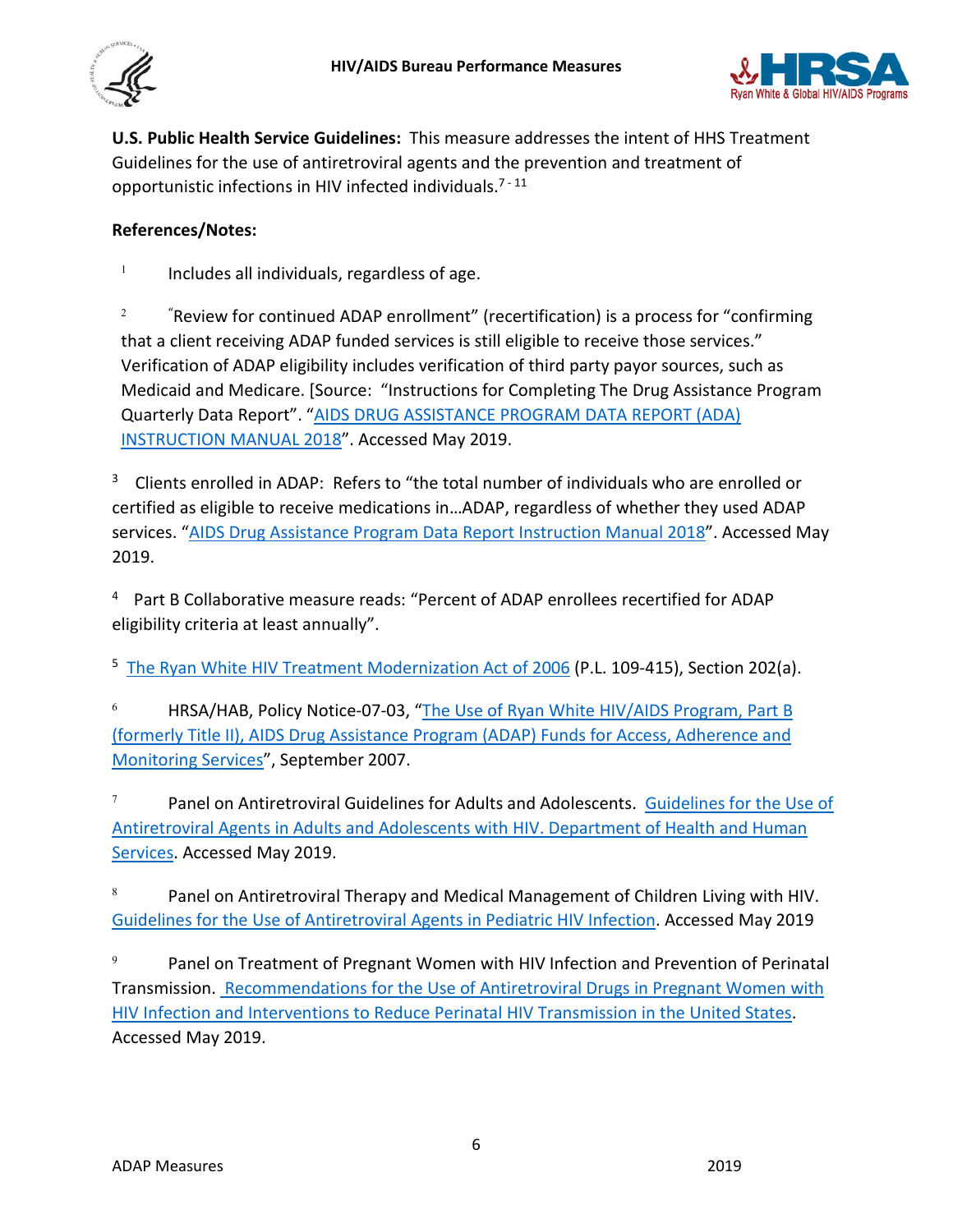**U.S. Public Health Service Guidelines:** This measure addresses the intent of HHS Treatment Guidelines for the use of antiretroviral agents and the prevention and treatment of opportunistic infections in HIV infected individuals.[7 - 11]

**References/Notes:**

[1] Includes all individuals, regardless of age.

[2] "Review for continued ADAP enrollment" (recertification) is a process for "confirming that a client receiving ADAP funded services is still eligible to receive those services." Verification of ADAP eligibility includes verification of third party payor sources, such as Medicaid and Medicare. [Source: "Instructions for Completing The Drug Assistance Program Quarterly Data Report". "AIDS DRUG ASSISTANCE PROGRAM DATA REPORT (ADA) INSTRUCTION MANUAL 2018". Accessed May 2019.

[3] Clients enrolled in ADAP: Refers to "the total number of individuals who are enrolled or certified as eligible to receive medications in…ADAP, regardless of whether they used ADAP services. "AIDS Drug Assistance Program Data Report Instruction Manual 2018". Accessed May 2019.

[4] Part B Collaborative measure reads: "Percent of ADAP enrollees recertified for ADAP eligibility criteria at least annually".

[5] The Ryan White HIV Treatment Modernization Act of 2006 (P.L. 109-415), Section 202(a).

[6] HRSA/HAB, Policy Notice-07-03, "The Use of Ryan White HIV/AIDS Program, Part B (formerly Title II), AIDS Drug Assistance Program (ADAP) Funds for Access, Adherence and Monitoring Services", September 2007.

[7] Panel on Antiretroviral Guidelines for Adults and Adolescents. Guidelines for the Use of Antiretroviral Agents in Adults and Adolescents with HIV. Department of Health and Human Services. Accessed May 2019.

[8] Panel on Antiretroviral Therapy and Medical Management of Children Living with HIV. Guidelines for the Use of Antiretroviral Agents in Pediatric HIV Infection. Accessed May 2019

[9] Panel on Treatment of Pregnant Women with HIV Infection and Prevention of Perinatal Transmission. Recommendations for the Use of Antiretroviral Drugs in Pregnant Women with HIV Infection and Interventions to Reduce Perinatal HIV Transmission in the United States. Accessed May 2019.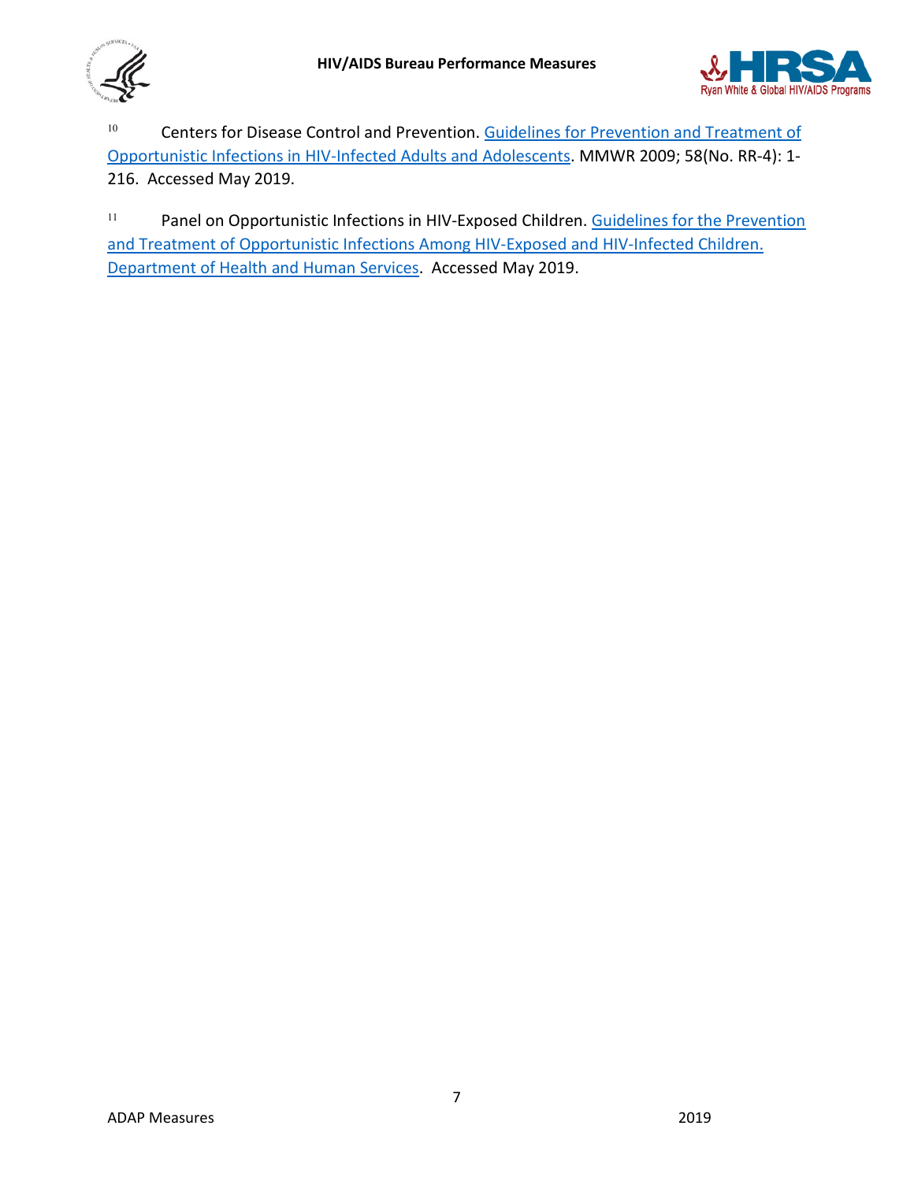[10] Centers for Disease Control and Prevention. [Guidelines for Prevention and Treatment of Opportunistic Infections in HIV-Infected Adults and Adolescents](). MMWR 2009; 58(No. RR-4): 1-216. Accessed May 2019.

[11] Panel on Opportunistic Infections in HIV-Exposed Children. [Guidelines for the Prevention and Treatment of Opportunistic Infections Among HIV-Exposed and HIV-Infected Children. Department of Health and Human Services](). Accessed May 2019.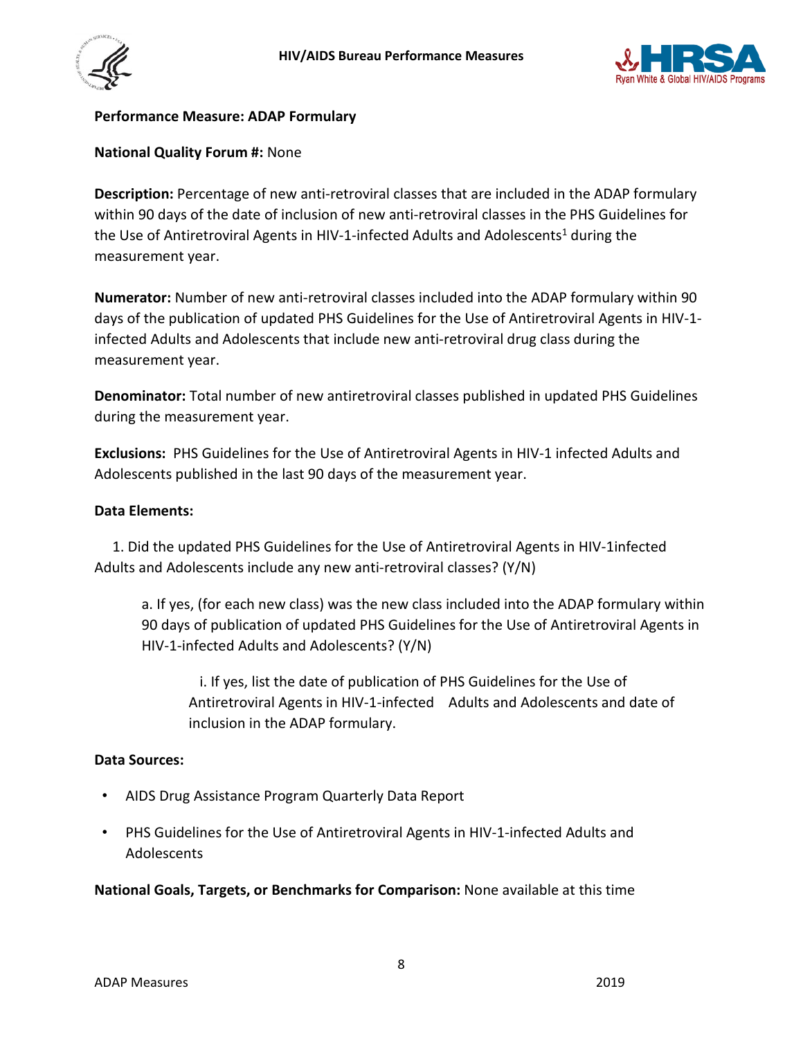**Performance Measure: ADAP Formulary**

**National Quality Forum #:** None

**Description:** Percentage of new anti-retroviral classes that are included in the ADAP formulary within 90 days of the date of inclusion of new anti-retroviral classes in the PHS Guidelines for the Use of Antiretroviral Agents in HIV-1-infected Adults and Adolescents[1] during the measurement year.

**Numerator:** Number of new anti-retroviral classes included into the ADAP formulary within 90 days of the publication of updated PHS Guidelines for the Use of Antiretroviral Agents in HIV-1-infected Adults and Adolescents that include new anti-retroviral drug class during the measurement year.

**Denominator:** Total number of new antiretroviral classes published in updated PHS Guidelines during the measurement year.

**Exclusions:** PHS Guidelines for the Use of Antiretroviral Agents in HIV-1 infected Adults and Adolescents published in the last 90 days of the measurement year.

**Data Elements:**

1. Did the updated PHS Guidelines for the Use of Antiretroviral Agents in HIV-1infected Adults and Adolescents include any new anti-retroviral classes? (Y/N)

    a. If yes, (for each new class) was the new class included into the ADAP formulary within 90 days of publication of updated PHS Guidelines for the Use of Antiretroviral Agents in HIV-1-infected Adults and Adolescents? (Y/N)

        i. If yes, list the date of publication of PHS Guidelines for the Use of Antiretroviral Agents in HIV-1-infected Adults and Adolescents and date of inclusion in the ADAP formulary.

**Data Sources:**

- AIDS Drug Assistance Program Quarterly Data Report
- PHS Guidelines for the Use of Antiretroviral Agents in HIV-1-infected Adults and Adolescents

**National Goals, Targets, or Benchmarks for Comparison:** None available at this time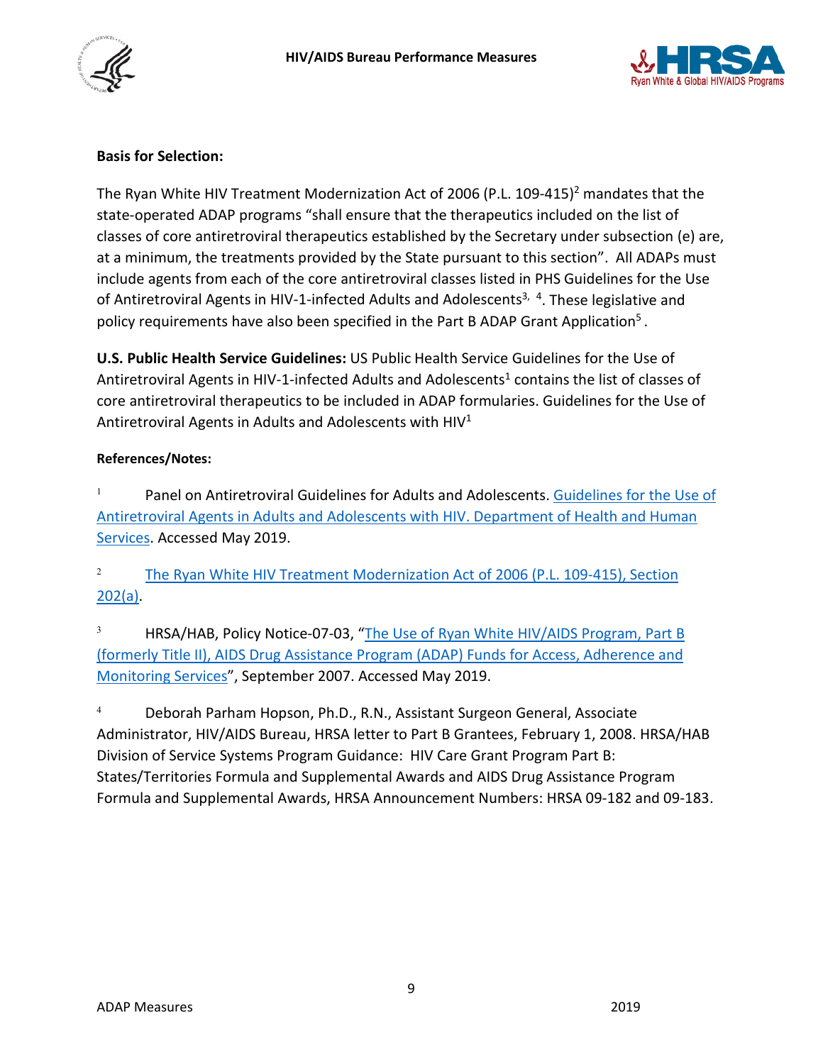**Basis for Selection:**

The Ryan White HIV Treatment Modernization Act of 2006 (P.L. 109-415)[2] mandates that the state-operated ADAP programs "shall ensure that the therapeutics included on the list of classes of core antiretroviral therapeutics established by the Secretary under subsection (e) are, at a minimum, the treatments provided by the State pursuant to this section". All ADAPs must include agents from each of the core antiretroviral classes listed in PHS Guidelines for the Use of Antiretroviral Agents in HIV-1-infected Adults and Adolescents[3, 4]. These legislative and policy requirements have also been specified in the Part B ADAP Grant Application[5].

**U.S. Public Health Service Guidelines:** US Public Health Service Guidelines for the Use of Antiretroviral Agents in HIV-1-infected Adults and Adolescents[1] contains the list of classes of core antiretroviral therapeutics to be included in ADAP formularies. Guidelines for the Use of Antiretroviral Agents in Adults and Adolescents with HIV[1]

**References/Notes:**

[1] Panel on Antiretroviral Guidelines for Adults and Adolescents. Guidelines for the Use of Antiretroviral Agents in Adults and Adolescents with HIV. Department of Health and Human Services. Accessed May 2019.

[2] The Ryan White HIV Treatment Modernization Act of 2006 (P.L. 109-415), Section 202(a).

[3] HRSA/HAB, Policy Notice-07-03, "The Use of Ryan White HIV/AIDS Program, Part B (formerly Title II), AIDS Drug Assistance Program (ADAP) Funds for Access, Adherence and Monitoring Services", September 2007. Accessed May 2019.

[4] Deborah Parham Hopson, Ph.D., R.N., Assistant Surgeon General, Associate Administrator, HIV/AIDS Bureau, HRSA letter to Part B Grantees, February 1, 2008. HRSA/HAB Division of Service Systems Program Guidance: HIV Care Grant Program Part B: States/Territories Formula and Supplemental Awards and AIDS Drug Assistance Program Formula and Supplemental Awards, HRSA Announcement Numbers: HRSA 09-182 and 09-183.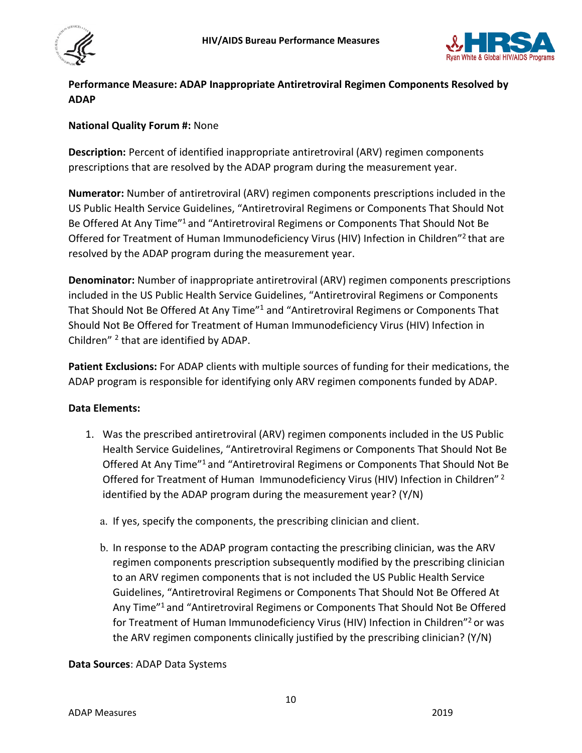**Performance Measure: ADAP Inappropriate Antiretroviral Regimen Components Resolved by ADAP**

**National Quality Forum #:** None

**Description:** Percent of identified inappropriate antiretroviral (ARV) regimen components prescriptions that are resolved by the ADAP program during the measurement year.

**Numerator:** Number of antiretroviral (ARV) regimen components prescriptions included in the US Public Health Service Guidelines, "Antiretroviral Regimens or Components That Should Not Be Offered At Any Time"[1] and "Antiretroviral Regimens or Components That Should Not Be Offered for Treatment of Human Immunodeficiency Virus (HIV) Infection in Children"[2] that are resolved by the ADAP program during the measurement year.

**Denominator:** Number of inappropriate antiretroviral (ARV) regimen components prescriptions included in the US Public Health Service Guidelines, "Antiretroviral Regimens or Components That Should Not Be Offered At Any Time"[1] and "Antiretroviral Regimens or Components That Should Not Be Offered for Treatment of Human Immunodeficiency Virus (HIV) Infection in Children" [2] that are identified by ADAP.

**Patient Exclusions:** For ADAP clients with multiple sources of funding for their medications, the ADAP program is responsible for identifying only ARV regimen components funded by ADAP.

**Data Elements:**

1. Was the prescribed antiretroviral (ARV) regimen components included in the US Public Health Service Guidelines, "Antiretroviral Regimens or Components That Should Not Be Offered At Any Time"[1] and "Antiretroviral Regimens or Components That Should Not Be Offered for Treatment of Human Immunodeficiency Virus (HIV) Infection in Children" [2] identified by the ADAP program during the measurement year? (Y/N)
   a. If yes, specify the components, the prescribing clinician and client.
   b. In response to the ADAP program contacting the prescribing clinician, was the ARV regimen components prescription subsequently modified by the prescribing clinician to an ARV regimen components that is not included the US Public Health Service Guidelines, "Antiretroviral Regimens or Components That Should Not Be Offered At Any Time"[1] and "Antiretroviral Regimens or Components That Should Not Be Offered for Treatment of Human Immunodeficiency Virus (HIV) Infection in Children"[2] or was the ARV regimen components clinically justified by the prescribing clinician? (Y/N)

**Data Sources**: ADAP Data Systems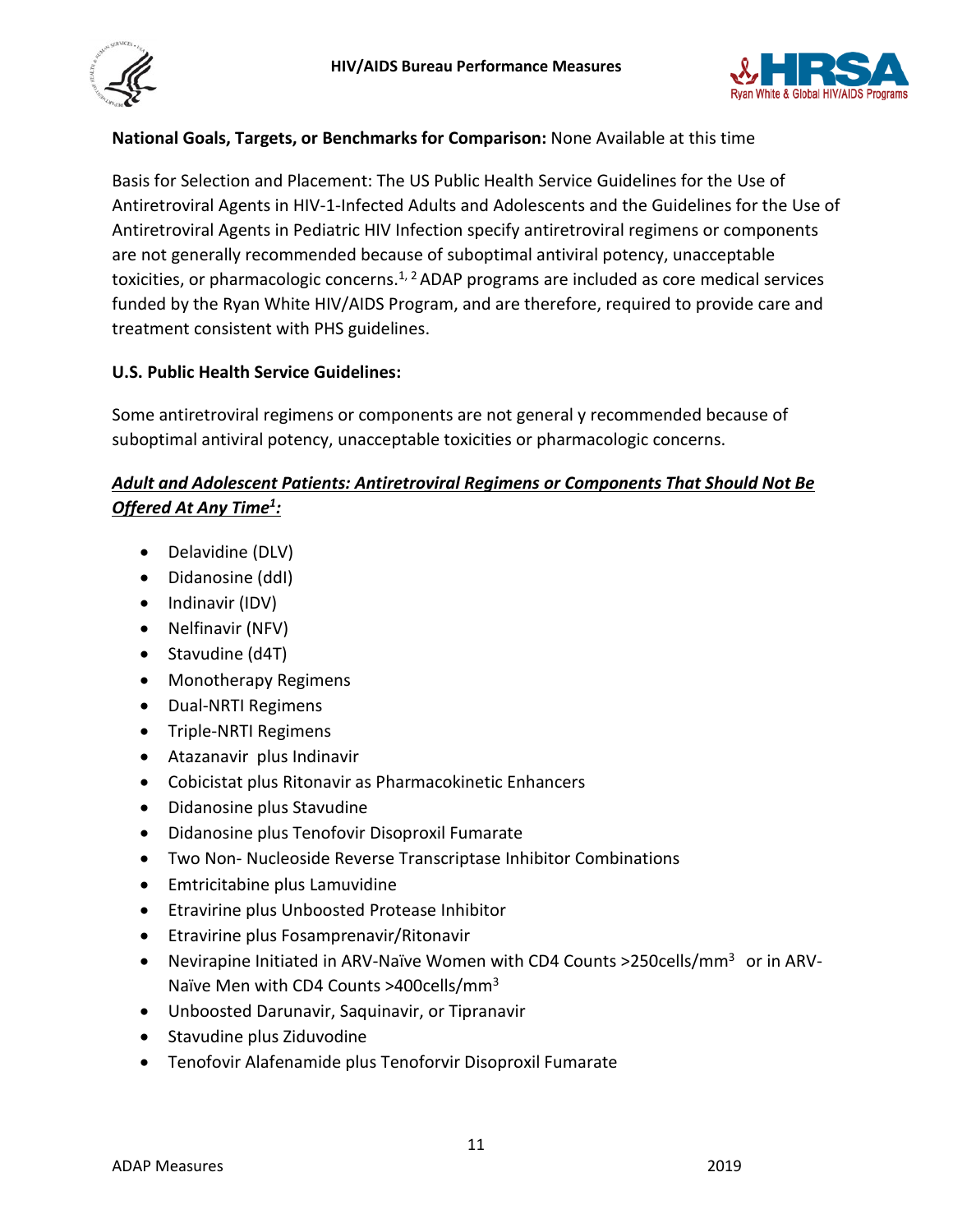**National Goals, Targets, or Benchmarks for Comparison:** None Available at this time

Basis for Selection and Placement: The US Public Health Service Guidelines for the Use of Antiretroviral Agents in HIV-1-Infected Adults and Adolescents and the Guidelines for the Use of Antiretroviral Agents in Pediatric HIV Infection specify antiretroviral regimens or components are not generally recommended because of suboptimal antiviral potency, unacceptable toxicities, or pharmacologic concerns.[1, 2] ADAP programs are included as core medical services funded by the Ryan White HIV/AIDS Program, and are therefore, required to provide care and treatment consistent with PHS guidelines.

**U.S. Public Health Service Guidelines:**

Some antiretroviral regimens or components are not general y recommended because of suboptimal antiviral potency, unacceptable toxicities or pharmacologic concerns.

***Adult and Adolescent Patients: Antiretroviral Regimens or Components That Should Not Be Offered At Any Time[1]:***

- Delavidine (DLV)
- Didanosine (ddI)
- Indinavir (IDV)
- Nelfinavir (NFV)
- Stavudine (d4T)
- Monotherapy Regimens
- Dual-NRTI Regimens
- Triple-NRTI Regimens
- Atazanavir plus Indinavir
- Cobicistat plus Ritonavir as Pharmacokinetic Enhancers
- Didanosine plus Stavudine
- Didanosine plus Tenofovir Disoproxil Fumarate
- Two Non- Nucleoside Reverse Transcriptase Inhibitor Combinations
- Emtricitabine plus Lamuvidine
- Etravirine plus Unboosted Protease Inhibitor
- Etravirine plus Fosamprenavir/Ritonavir
- Nevirapine Initiated in ARV-Naïve Women with CD4 Counts >250cells/mm$^3$ or in ARV-Naïve Men with CD4 Counts >400cells/mm$^3$
- Unboosted Darunavir, Saquinavir, or Tipranavir
- Stavudine plus Ziduvodine
- Tenofovir Alafenamide plus Tenoforvir Disoproxil Fumarate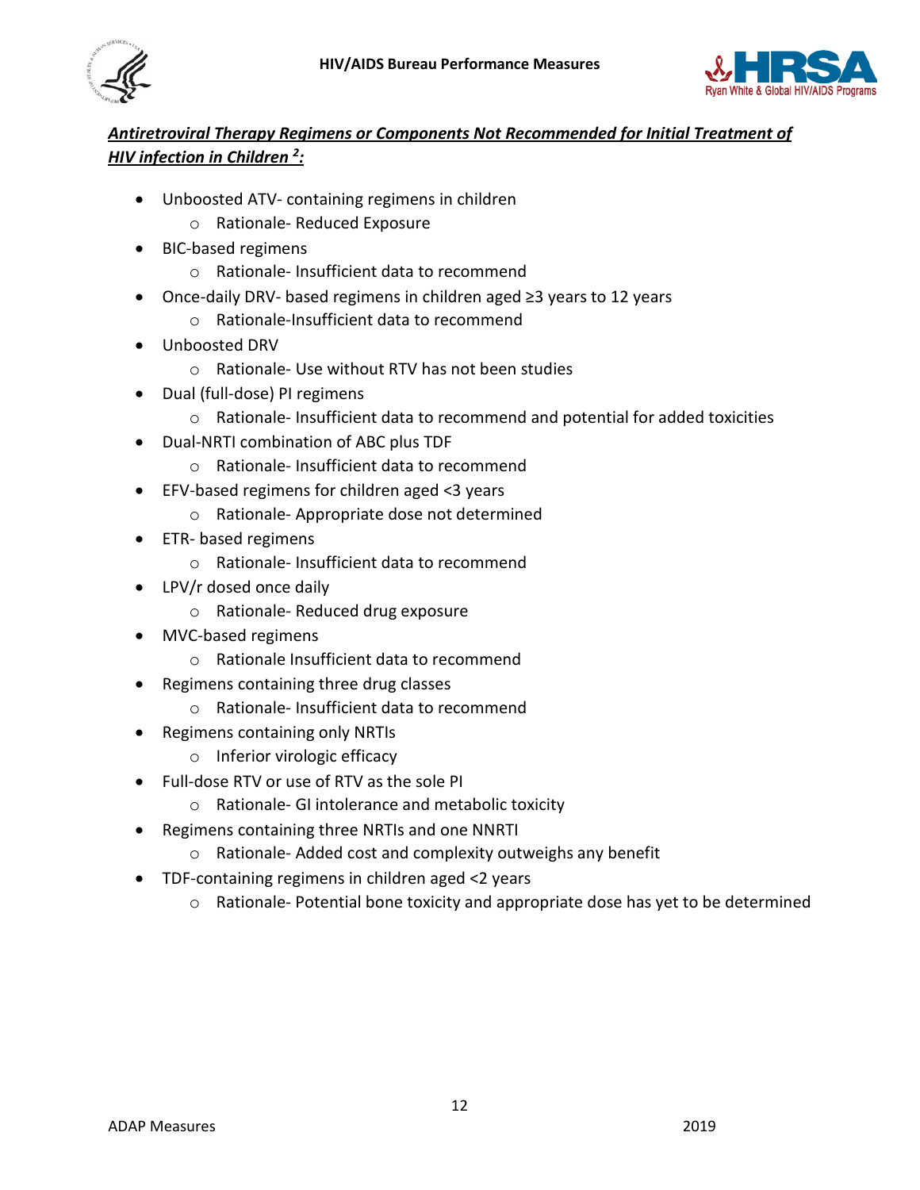***Antiretroviral Therapy Regimens or Components Not Recommended for Initial Treatment of HIV infection in Children [2]:***

- Unboosted ATV- containing regimens in children
  - Rationale- Reduced Exposure
- BIC-based regimens
  - Rationale- Insufficient data to recommend
- Once-daily DRV- based regimens in children aged ≥3 years to 12 years
  - Rationale-Insufficient data to recommend
- Unboosted DRV
  - Rationale- Use without RTV has not been studies
- Dual (full-dose) PI regimens
  - Rationale- Insufficient data to recommend and potential for added toxicities
- Dual-NRTI combination of ABC plus TDF
  - Rationale- Insufficient data to recommend
- EFV-based regimens for children aged <3 years
  - Rationale- Appropriate dose not determined
- ETR- based regimens
  - Rationale- Insufficient data to recommend
- LPV/r dosed once daily
  - Rationale- Reduced drug exposure
- MVC-based regimens
  - Rationale Insufficient data to recommend
- Regimens containing three drug classes
  - Rationale- Insufficient data to recommend
- Regimens containing only NRTIs
  - Inferior virologic efficacy
- Full-dose RTV or use of RTV as the sole PI
  - Rationale- GI intolerance and metabolic toxicity
- Regimens containing three NRTIs and one NNRTI
  - Rationale- Added cost and complexity outweighs any benefit
- TDF-containing regimens in children aged <2 years
  - Rationale- Potential bone toxicity and appropriate dose has yet to be determined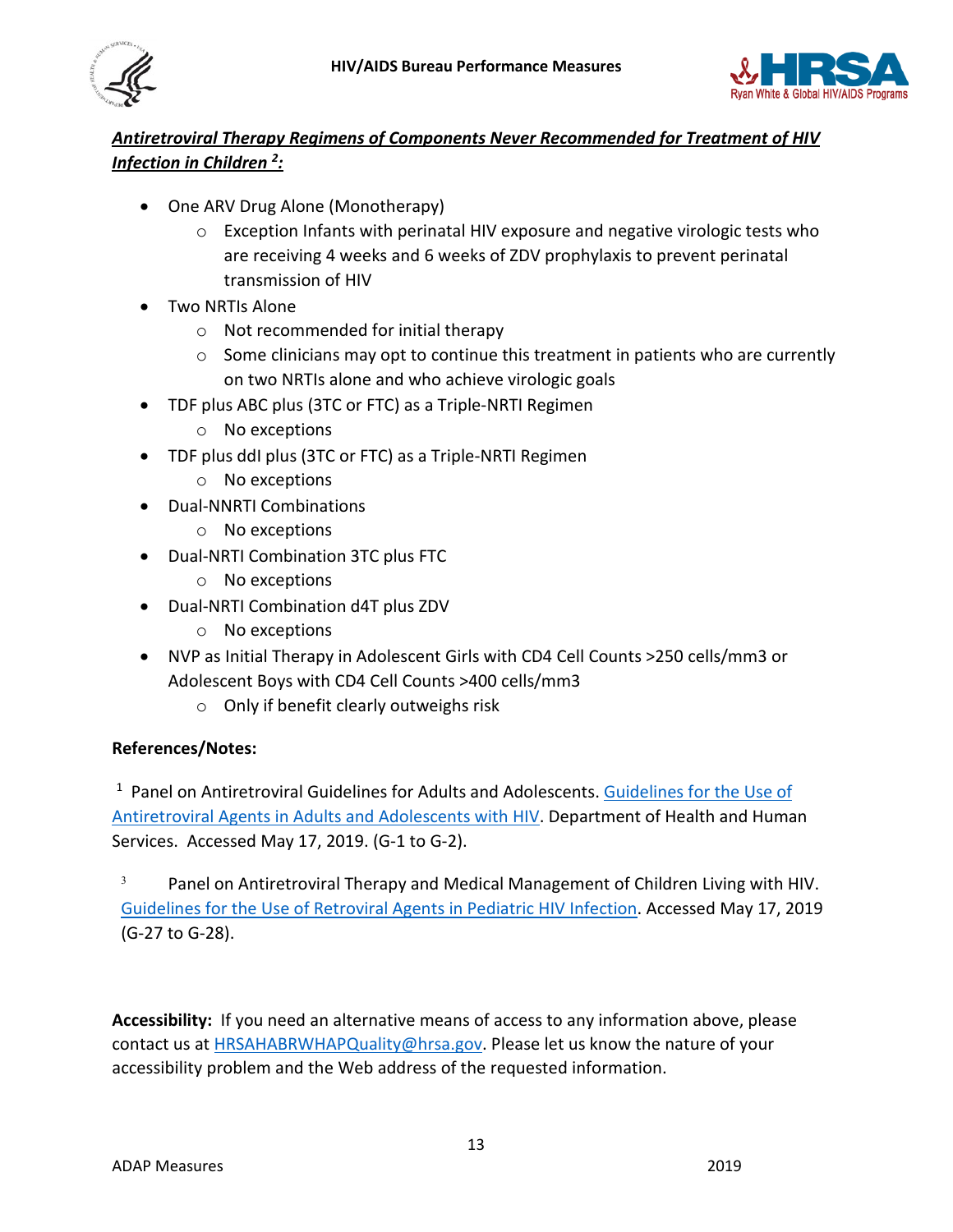***Antiretroviral Therapy Regimens of Components Never Recommended for Treatment of HIV Infection in Children [2]:***

- One ARV Drug Alone (Monotherapy)
  - Exception Infants with perinatal HIV exposure and negative virologic tests who are receiving 4 weeks and 6 weeks of ZDV prophylaxis to prevent perinatal transmission of HIV
- Two NRTIs Alone
  - Not recommended for initial therapy
  - Some clinicians may opt to continue this treatment in patients who are currently on two NRTIs alone and who achieve virologic goals
- TDF plus ABC plus (3TC or FTC) as a Triple-NRTI Regimen
  - No exceptions
- TDF plus ddI plus (3TC or FTC) as a Triple-NRTI Regimen
  - No exceptions
- Dual-NNRTI Combinations
  - No exceptions
- Dual-NRTI Combination 3TC plus FTC
  - No exceptions
- Dual-NRTI Combination d4T plus ZDV
  - No exceptions
- NVP as Initial Therapy in Adolescent Girls with CD4 Cell Counts >250 cells/mm3 or Adolescent Boys with CD4 Cell Counts >400 cells/mm3
  - Only if benefit clearly outweighs risk

**References/Notes:**

[1] Panel on Antiretroviral Guidelines for Adults and Adolescents. Guidelines for the Use of Antiretroviral Agents in Adults and Adolescents with HIV. Department of Health and Human Services. Accessed May 17, 2019. (G-1 to G-2).

[3] Panel on Antiretroviral Therapy and Medical Management of Children Living with HIV. Guidelines for the Use of Retroviral Agents in Pediatric HIV Infection. Accessed May 17, 2019 (G-27 to G-28).

**Accessibility:** If you need an alternative means of access to any information above, please contact us at HRSAHABRWHAPQuality@hrsa.gov. Please let us know the nature of your accessibility problem and the Web address of the requested information.